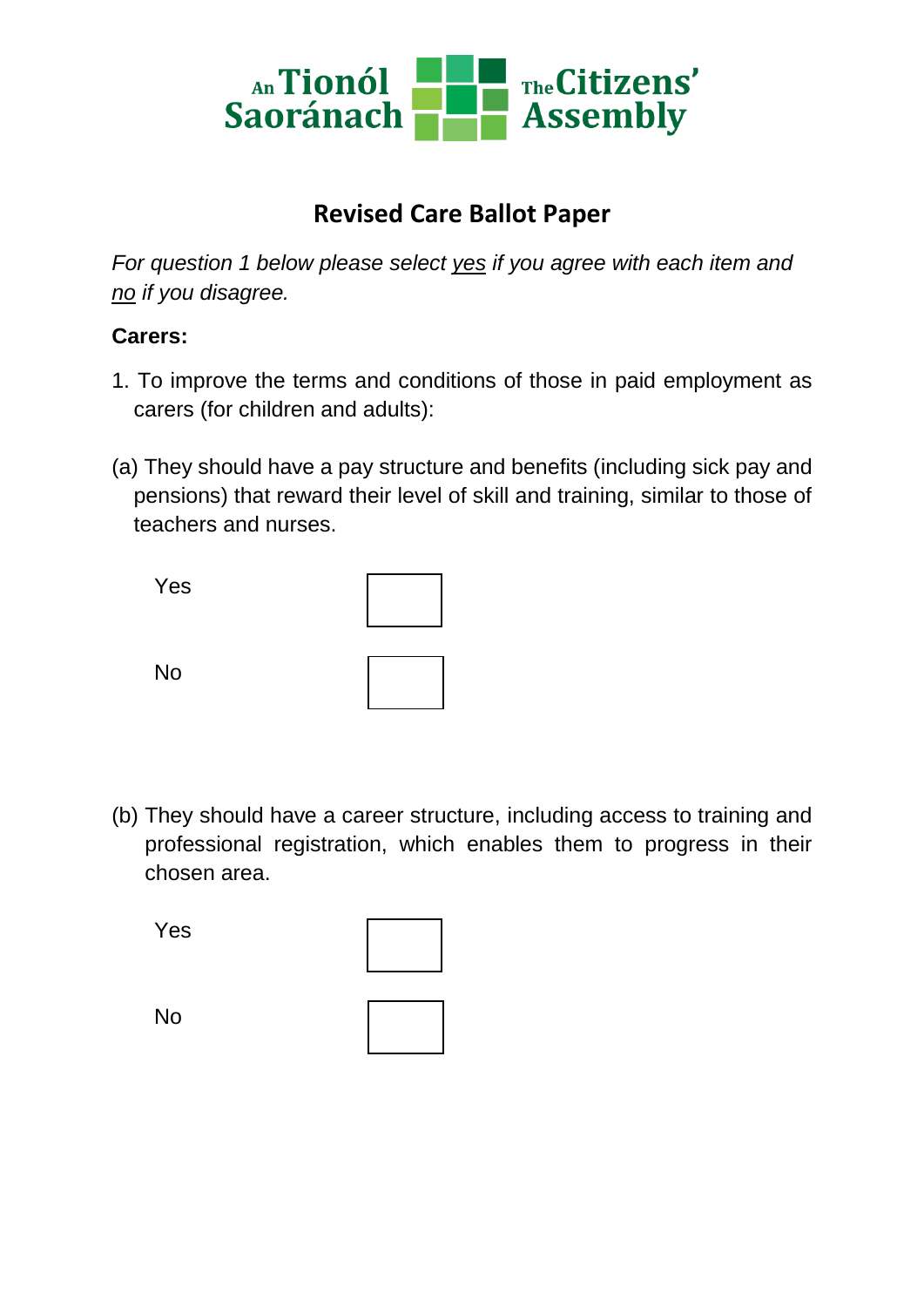An Tionól Saoránach — The Citizens' Assembly

# Revised Care Ballot Paper

*For question 1 below please select* <u>*yes*</u> *if you agree with each item and* <u>*no*</u> *if you disagree.*

**Carers:**

1. To improve the terms and conditions of those in paid employment as carers (for children and adults):

(a) They should have a pay structure and benefits (including sick pay and pensions) that reward their level of skill and training, similar to those of teachers and nurses.

Yes ☐

No ☐

(b) They should have a career structure, including access to training and professional registration, which enables them to progress in their chosen area.

Yes ☐

No ☐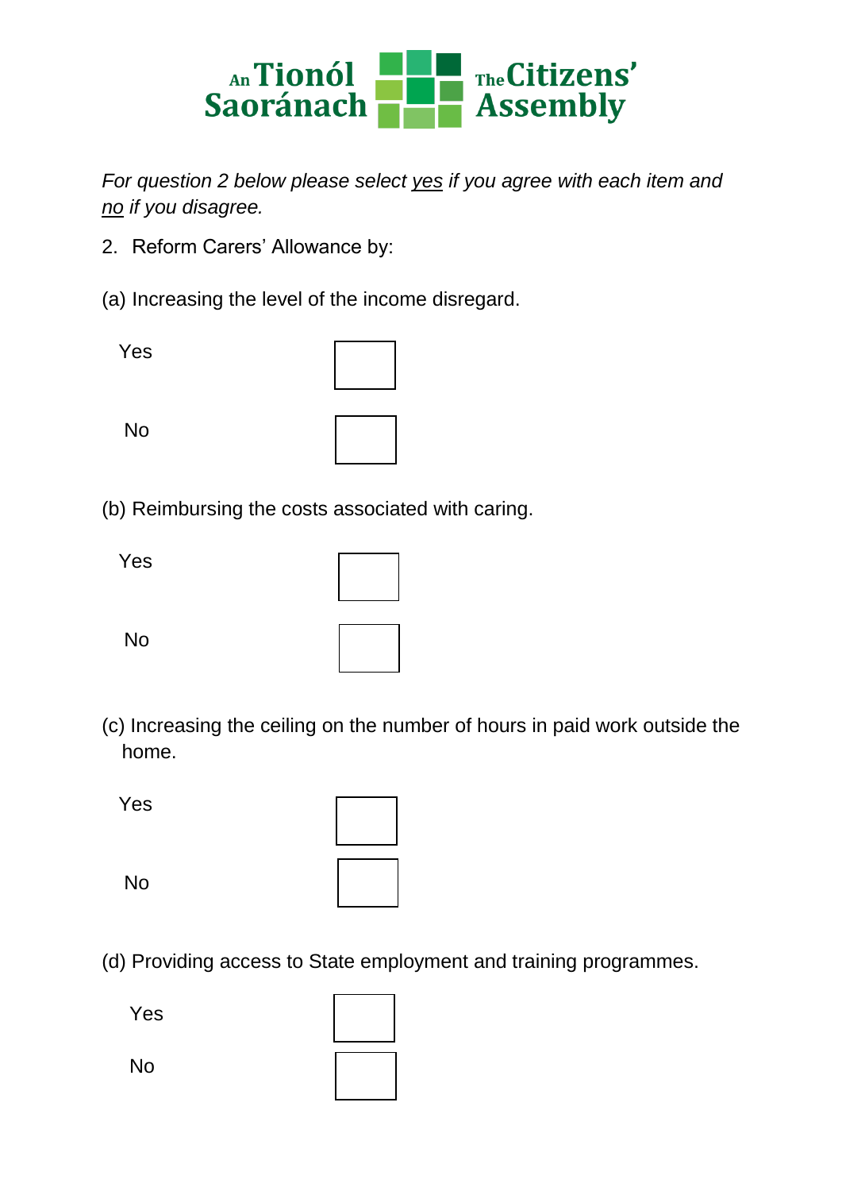An Tionól Saoránach — The Citizens' Assembly

*For question 2 below please select yes if you agree with each item and no if you disagree.*

2. Reform Carers' Allowance by:

(a) Increasing the level of the income disregard.

Yes ☐

No ☐

(b) Reimbursing the costs associated with caring.

Yes ☐

No ☐

(c) Increasing the ceiling on the number of hours in paid work outside the home.

Yes ☐

No ☐

(d) Providing access to State employment and training programmes.

Yes ☐

No ☐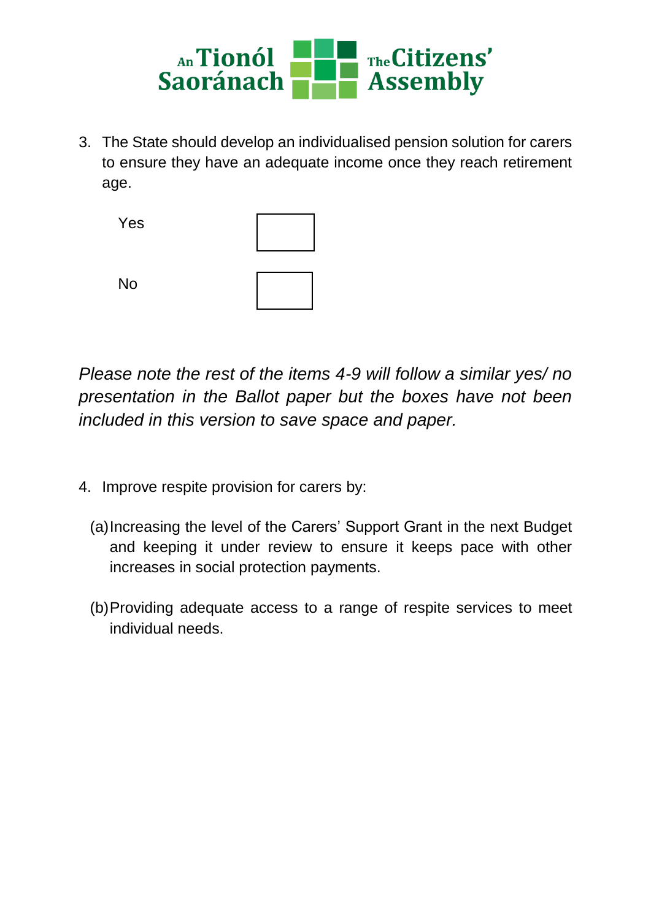3. The State should develop an individualised pension solution for carers to ensure they have an adequate income once they reach retirement age.

Yes ☐

No ☐

*Please note the rest of the items 4-9 will follow a similar yes/ no presentation in the Ballot paper but the boxes have not been included in this version to save space and paper.*

4. Improve respite provision for carers by:

   (a) Increasing the level of the Carers' Support Grant in the next Budget and keeping it under review to ensure it keeps pace with other increases in social protection payments.

   (b) Providing adequate access to a range of respite services to meet individual needs.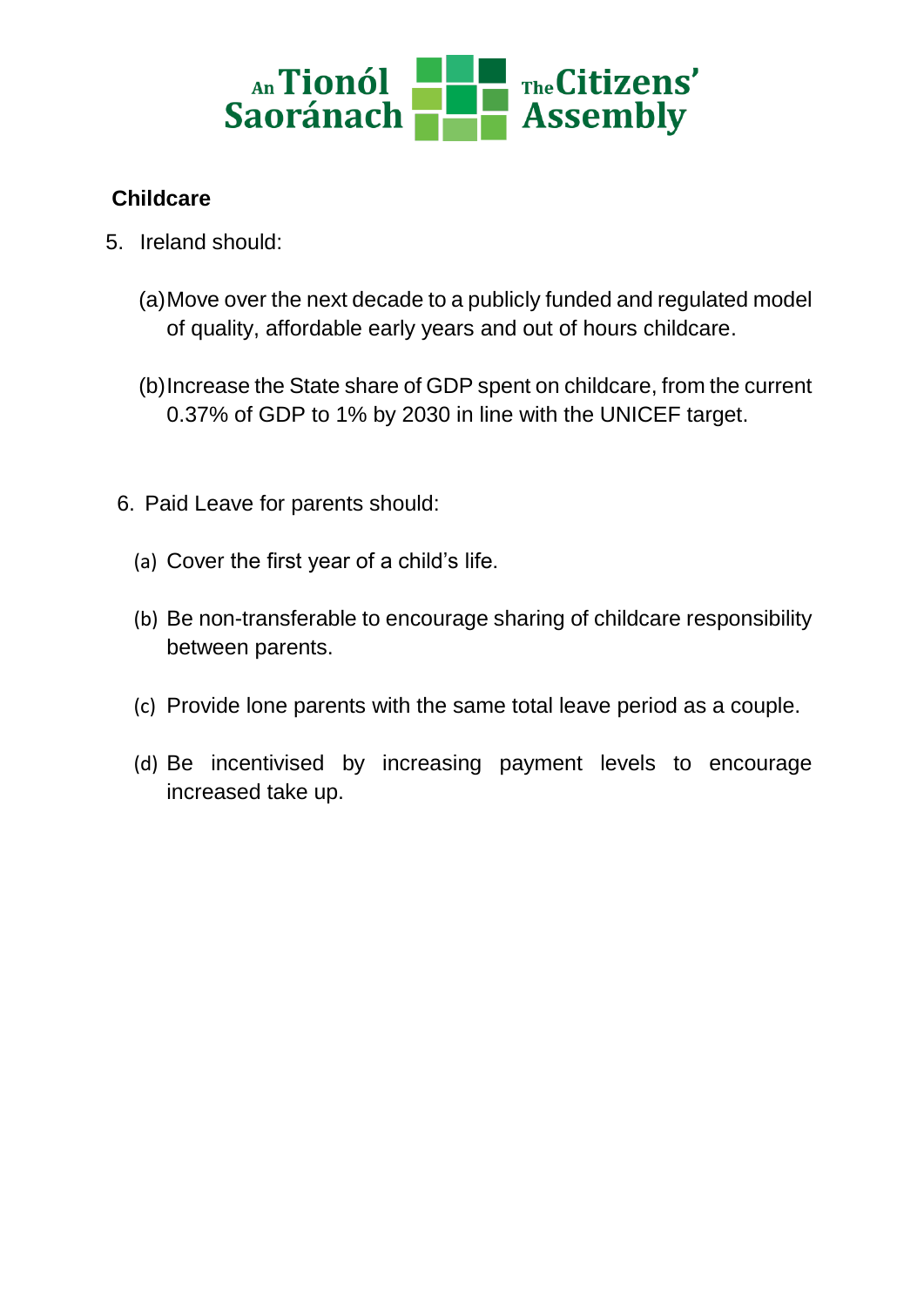**Childcare**

5. Ireland should:

   (a) Move over the next decade to a publicly funded and regulated model of quality, affordable early years and out of hours childcare.

   (b) Increase the State share of GDP spent on childcare, from the current 0.37% of GDP to 1% by 2030 in line with the UNICEF target.

6. Paid Leave for parents should:

   (a) Cover the first year of a child's life.

   (b) Be non-transferable to encourage sharing of childcare responsibility between parents.

   (c) Provide lone parents with the same total leave period as a couple.

   (d) Be incentivised by increasing payment levels to encourage increased take up.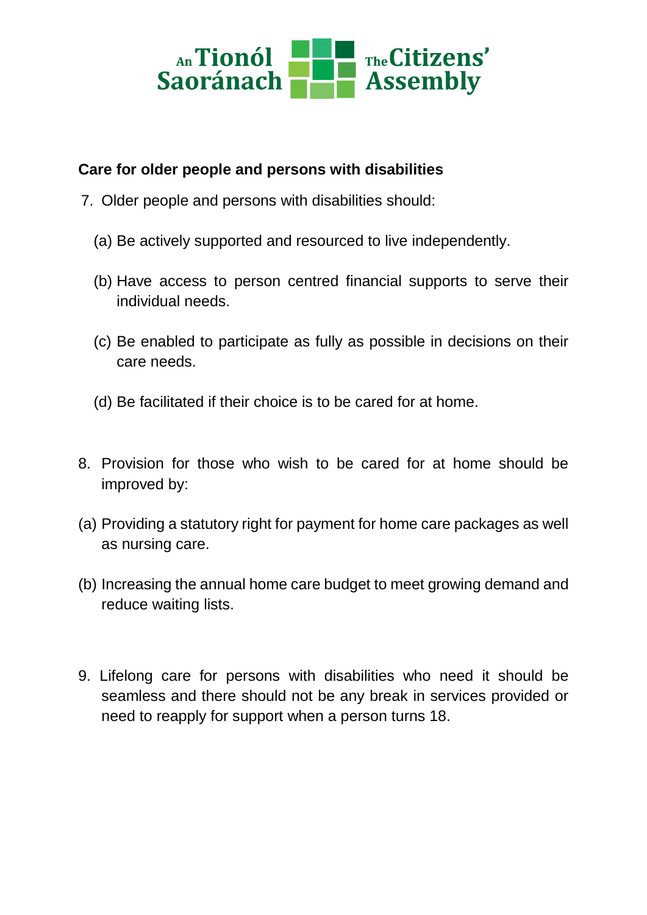## Care for older people and persons with disabilities

7. Older people and persons with disabilities should:

   (a) Be actively supported and resourced to live independently.

   (b) Have access to person centred financial supports to serve their individual needs.

   (c) Be enabled to participate as fully as possible in decisions on their care needs.

   (d) Be facilitated if their choice is to be cared for at home.

8. Provision for those who wish to be cared for at home should be improved by:

   (a) Providing a statutory right for payment for home care packages as well as nursing care.

   (b) Increasing the annual home care budget to meet growing demand and reduce waiting lists.

9. Lifelong care for persons with disabilities who need it should be seamless and there should not be any break in services provided or need to reapply for support when a person turns 18.